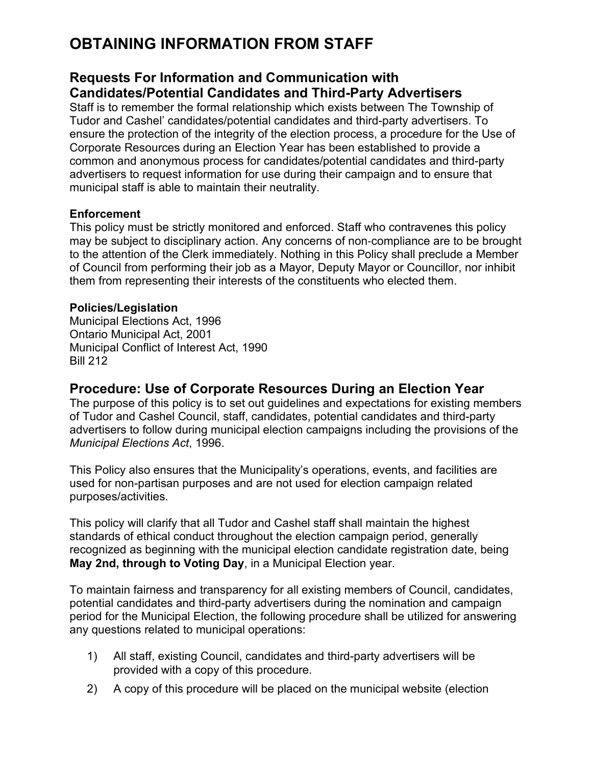# OBTAINING INFORMATION FROM STAFF

## Requests For Information and Communication with Candidates/Potential Candidates and Third-Party Advertisers

Staff is to remember the formal relationship which exists between The Township of Tudor and Cashel' candidates/potential candidates and third-party advertisers. To ensure the protection of the integrity of the election process, a procedure for the Use of Corporate Resources during an Election Year has been established to provide a common and anonymous process for candidates/potential candidates and third-party advertisers to request information for use during their campaign and to ensure that municipal staff is able to maintain their neutrality.

**Enforcement**

This policy must be strictly monitored and enforced. Staff who contravenes this policy may be subject to disciplinary action. Any concerns of non-compliance are to be brought to the attention of the Clerk immediately. Nothing in this Policy shall preclude a Member of Council from performing their job as a Mayor, Deputy Mayor or Councillor, nor inhibit them from representing their interests of the constituents who elected them.

**Policies/Legislation**

Municipal Elections Act, 1996
Ontario Municipal Act, 2001
Municipal Conflict of Interest Act, 1990
Bill 212

## Procedure: Use of Corporate Resources During an Election Year

The purpose of this policy is to set out guidelines and expectations for existing members of Tudor and Cashel Council, staff, candidates, potential candidates and third-party advertisers to follow during municipal election campaigns including the provisions of the *Municipal Elections Act*, 1996.

This Policy also ensures that the Municipality's operations, events, and facilities are used for non-partisan purposes and are not used for election campaign related purposes/activities.

This policy will clarify that all Tudor and Cashel staff shall maintain the highest standards of ethical conduct throughout the election campaign period, generally recognized as beginning with the municipal election candidate registration date, being **May 2nd, through to Voting Day**, in a Municipal Election year.

To maintain fairness and transparency for all existing members of Council, candidates, potential candidates and third-party advertisers during the nomination and campaign period for the Municipal Election, the following procedure shall be utilized for answering any questions related to municipal operations:

1) All staff, existing Council, candidates and third-party advertisers will be provided with a copy of this procedure.
2) A copy of this procedure will be placed on the municipal website (election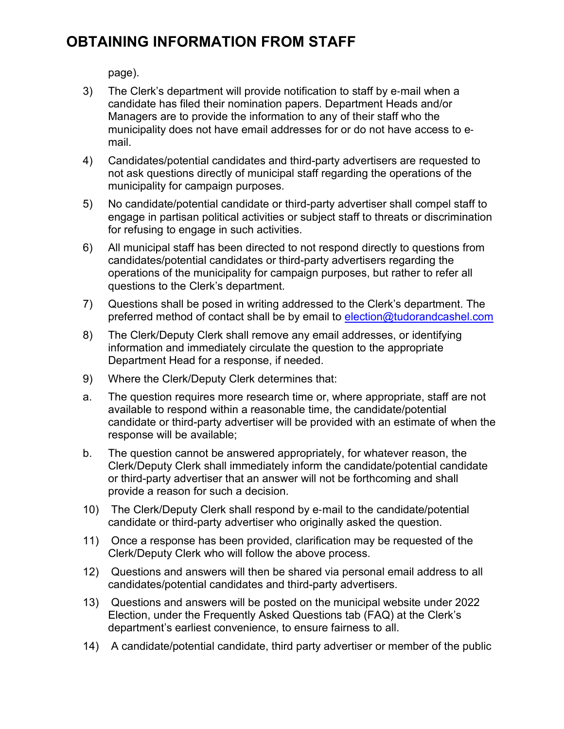page).

3) The Clerk's department will provide notification to staff by e-mail when a candidate has filed their nomination papers. Department Heads and/or Managers are to provide the information to any of their staff who the municipality does not have email addresses for or do not have access to e-mail.

4) Candidates/potential candidates and third-party advertisers are requested to not ask questions directly of municipal staff regarding the operations of the municipality for campaign purposes.

5) No candidate/potential candidate or third-party advertiser shall compel staff to engage in partisan political activities or subject staff to threats or discrimination for refusing to engage in such activities.

6) All municipal staff has been directed to not respond directly to questions from candidates/potential candidates or third-party advertisers regarding the operations of the municipality for campaign purposes, but rather to refer all questions to the Clerk's department.

7) Questions shall be posed in writing addressed to the Clerk's department. The preferred method of contact shall be by email to election@tudorandcashel.com

8) The Clerk/Deputy Clerk shall remove any email addresses, or identifying information and immediately circulate the question to the appropriate Department Head for a response, if needed.

9) Where the Clerk/Deputy Clerk determines that:

a. The question requires more research time or, where appropriate, staff are not available to respond within a reasonable time, the candidate/potential candidate or third-party advertiser will be provided with an estimate of when the response will be available;

b. The question cannot be answered appropriately, for whatever reason, the Clerk/Deputy Clerk shall immediately inform the candidate/potential candidate or third-party advertiser that an answer will not be forthcoming and shall provide a reason for such a decision.

10) The Clerk/Deputy Clerk shall respond by e-mail to the candidate/potential candidate or third-party advertiser who originally asked the question.

11) Once a response has been provided, clarification may be requested of the Clerk/Deputy Clerk who will follow the above process.

12) Questions and answers will then be shared via personal email address to all candidates/potential candidates and third-party advertisers.

13) Questions and answers will be posted on the municipal website under 2022 Election, under the Frequently Asked Questions tab (FAQ) at the Clerk's department's earliest convenience, to ensure fairness to all.

14) A candidate/potential candidate, third party advertiser or member of the public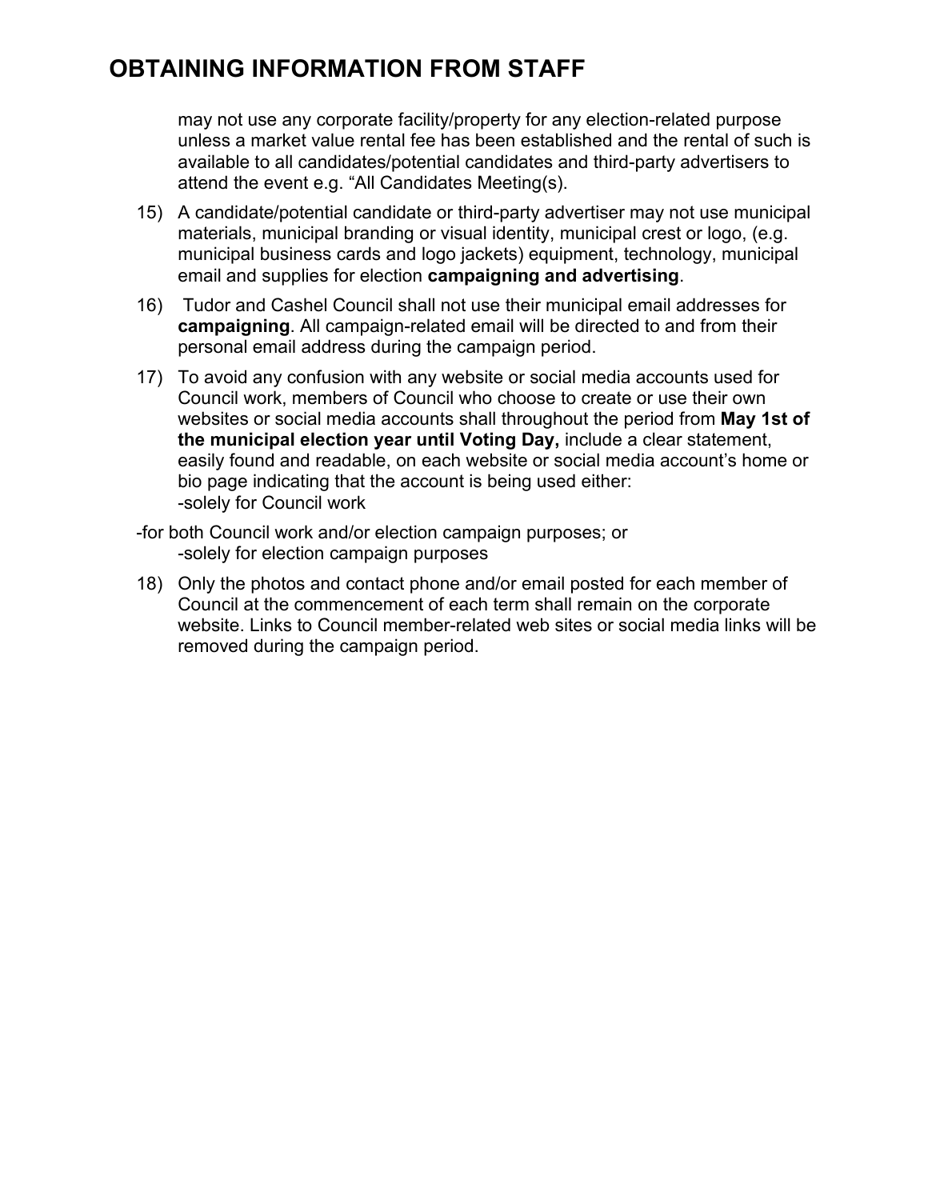# OBTAINING INFORMATION FROM STAFF

may not use any corporate facility/property for any election-related purpose unless a market value rental fee has been established and the rental of such is available to all candidates/potential candidates and third-party advertisers to attend the event e.g. "All Candidates Meeting(s).

15) A candidate/potential candidate or third-party advertiser may not use municipal materials, municipal branding or visual identity, municipal crest or logo, (e.g. municipal business cards and logo jackets) equipment, technology, municipal email and supplies for election **campaigning and advertising**.

16) Tudor and Cashel Council shall not use their municipal email addresses for **campaigning**. All campaign-related email will be directed to and from their personal email address during the campaign period.

17) To avoid any confusion with any website or social media accounts used for Council work, members of Council who choose to create or use their own websites or social media accounts shall throughout the period from **May 1st of the municipal election year until Voting Day,** include a clear statement, easily found and readable, on each website or social media account's home or bio page indicating that the account is being used either:
    -solely for Council work
    -for both Council work and/or election campaign purposes; or
    -solely for election campaign purposes

18) Only the photos and contact phone and/or email posted for each member of Council at the commencement of each term shall remain on the corporate website. Links to Council member-related web sites or social media links will be removed during the campaign period.